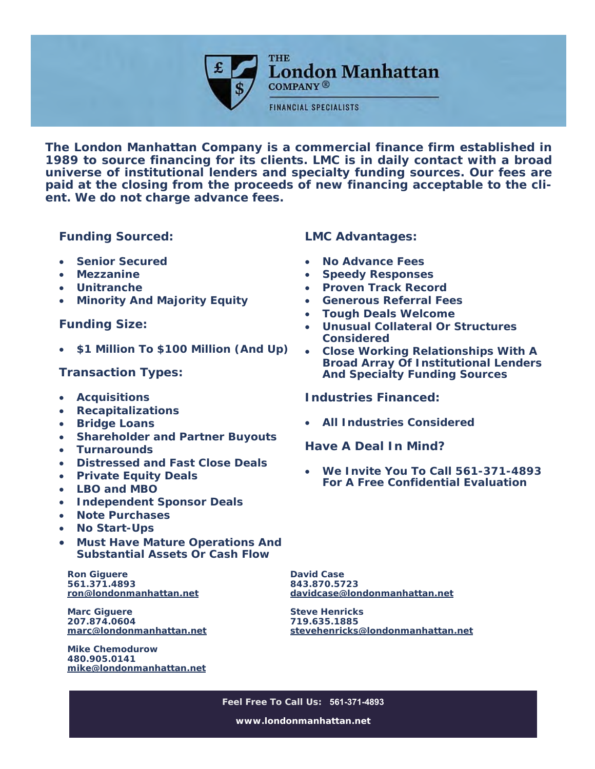# THE London Manhattan COMPANY®

FINANCIAL SPECIALISTS

**The London Manhattan Company is a commercial finance firm established in 1989 to source financing for its clients. LMC is in daily contact with a broad universe of institutional lenders and specialty funding sources. Our fees are paid at the closing from the proceeds of new financing acceptable to the client. We do not charge advance fees.**

## Funding Sourced:

- **Senior Secured**
- **Mezzanine**
- **Unitranche**
- **Minority And Majority Equity**

## Funding Size:

- **$1 Million To $100 Million (And Up)**

## Transaction Types:

- **Acquisitions**
- **Recapitalizations**
- **Bridge Loans**
- **Shareholder and Partner Buyouts**
- **Turnarounds**
- **Distressed and Fast Close Deals**
- **Private Equity Deals**
- **LBO and MBO**
- **Independent Sponsor Deals**
- **Note Purchases**
- **No Start-Ups**
- **Must Have Mature Operations And Substantial Assets Or Cash Flow**

## LMC Advantages:

- **No Advance Fees**
- **Speedy Responses**
- **Proven Track Record**
- **Generous Referral Fees**
- **Tough Deals Welcome**
- **Unusual Collateral Or Structures Considered**
- **Close Working Relationships With A Broad Array Of Institutional Lenders And Specialty Funding Sources**

## Industries Financed:

- **All Industries Considered**

## Have A Deal In Mind?

- **We Invite You To Call 561-371-4893 For A Free Confidential Evaluation**

**Ron Giguere**
**561.371.4893**
**ron@londonmanhattan.net**

**Marc Giguere**
**207.874.0604**
**marc@londonmanhattan.net**

**Mike Chemodurow**
**480.905.0141**
**mike@londonmanhattan.net**

**David Case**
**843.870.5723**
**davidcase@londonmanhattan.net**

**Steve Henricks**
**719.635.1885**
**stevehenricks@londonmanhattan.net**

**Feel Free To Call Us: 561-371-4893**

**www.londonmanhattan.net**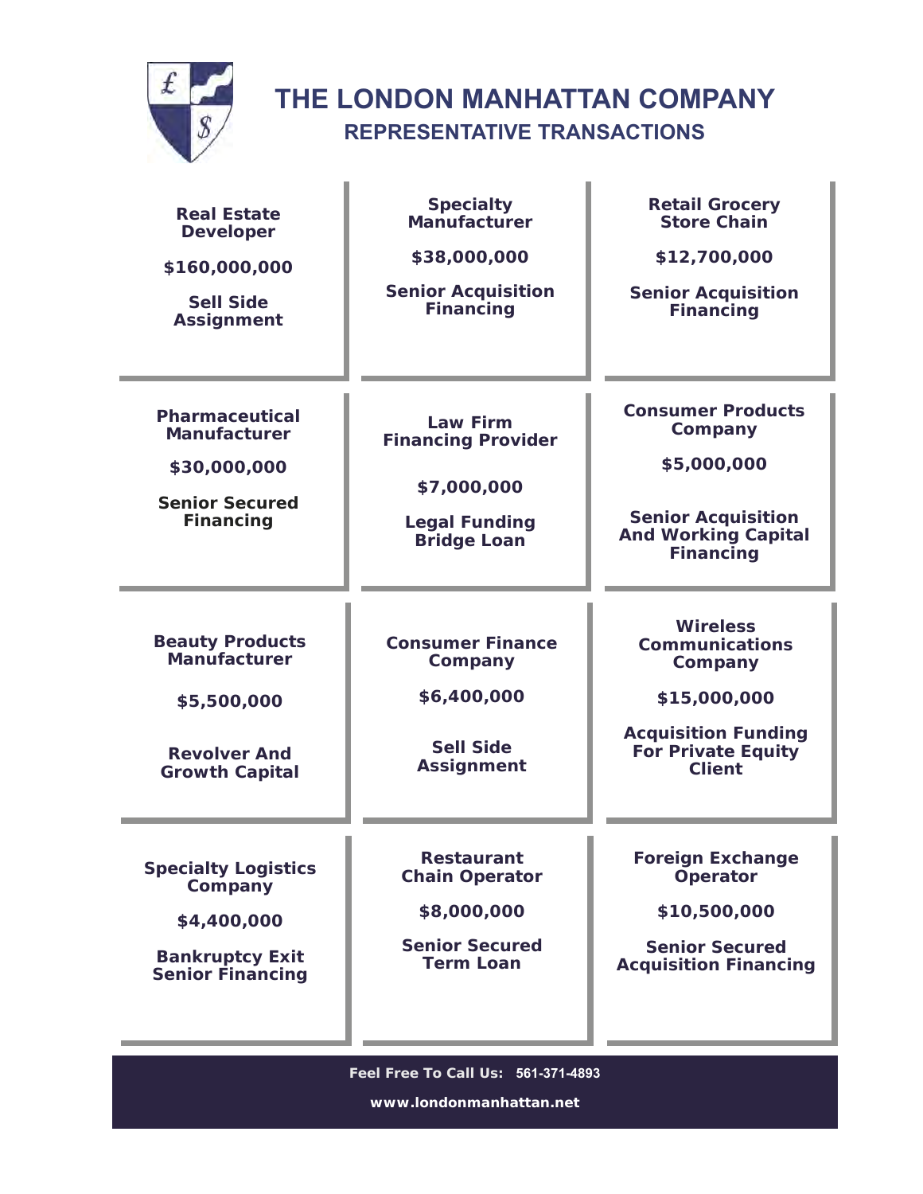# THE LONDON MANHATTAN COMPANY

## REPRESENTATIVE TRANSACTIONS

| | | |
|---|---|---|
| **Real Estate Developer**<br><br>**$160,000,000**<br><br>**Sell Side Assignment** | **Specialty Manufacturer**<br><br>**$38,000,000**<br><br>**Senior Acquisition Financing** | **Retail Grocery Store Chain**<br><br>**$12,700,000**<br><br>**Senior Acquisition Financing** |
| **Pharmaceutical Manufacturer**<br><br>**$30,000,000**<br><br>**Senior Secured Financing** | **Law Firm Financing Provider**<br><br>**$7,000,000**<br><br>**Legal Funding Bridge Loan** | **Consumer Products Company**<br><br>**$5,000,000**<br><br>**Senior Acquisition And Working Capital Financing** |
| **Beauty Products Manufacturer**<br><br>**$5,500,000**<br><br>**Revolver And Growth Capital** | **Consumer Finance Company**<br><br>**$6,400,000**<br><br>**Sell Side Assignment** | **Wireless Communications Company**<br><br>**$15,000,000**<br><br>**Acquisition Funding For Private Equity Client** |
| **Specialty Logistics Company**<br><br>**$4,400,000**<br><br>**Bankruptcy Exit Senior Financing** | **Restaurant Chain Operator**<br><br>**$8,000,000**<br><br>**Senior Secured Term Loan** | **Foreign Exchange Operator**<br><br>**$10,500,000**<br><br>**Senior Secured Acquisition Financing** |

**Feel Free To Call Us: 561-371-4893**

**www.londonmanhattan.net**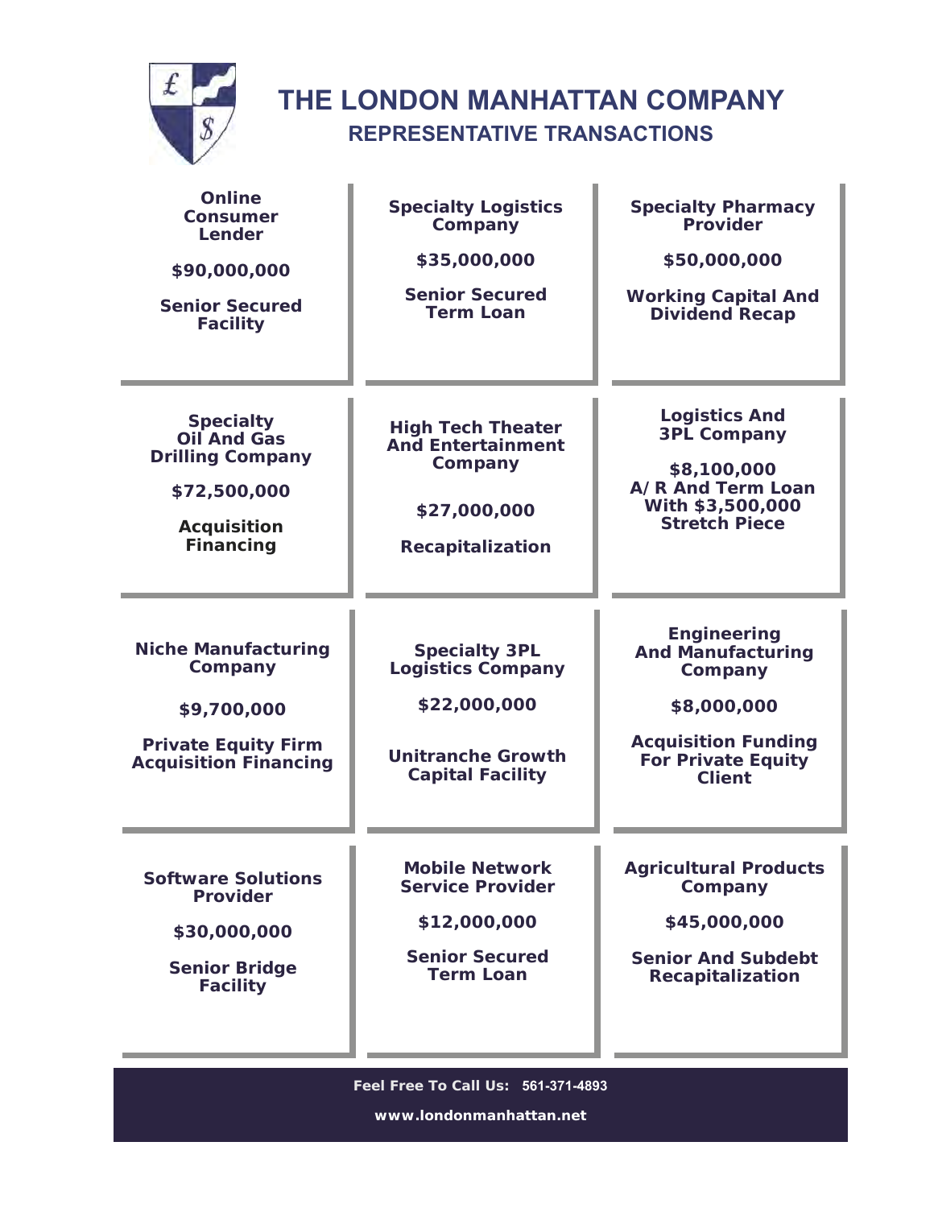# THE LONDON MANHATTAN COMPANY

## REPRESENTATIVE TRANSACTIONS

| | | |
|---|---|---|
| **Online Consumer Lender**<br>**$90,000,000**<br>**Senior Secured Facility** | **Specialty Logistics Company**<br>**$35,000,000**<br>**Senior Secured Term Loan** | **Specialty Pharmacy Provider**<br>**$50,000,000**<br>**Working Capital And Dividend Recap** |
| **Specialty Oil And Gas Drilling Company**<br>**$72,500,000**<br>**Acquisition Financing** | **High Tech Theater And Entertainment Company**<br>**$27,000,000**<br>**Recapitalization** | **Logistics And 3PL Company**<br>**$8,100,000**<br>**A/R And Term Loan With $3,500,000 Stretch Piece** |
| **Niche Manufacturing Company**<br>**$9,700,000**<br>**Private Equity Firm Acquisition Financing** | **Specialty 3PL Logistics Company**<br>**$22,000,000**<br>**Unitranche Growth Capital Facility** | **Engineering And Manufacturing Company**<br>**$8,000,000**<br>**Acquisition Funding For Private Equity Client** |
| **Software Solutions Provider**<br>**$30,000,000**<br>**Senior Bridge Facility** | **Mobile Network Service Provider**<br>**$12,000,000**<br>**Senior Secured Term Loan** | **Agricultural Products Company**<br>**$45,000,000**<br>**Senior And Subdebt Recapitalization** |

**Feel Free To Call Us: 561-371-4893**

**www.londonmanhattan.net**